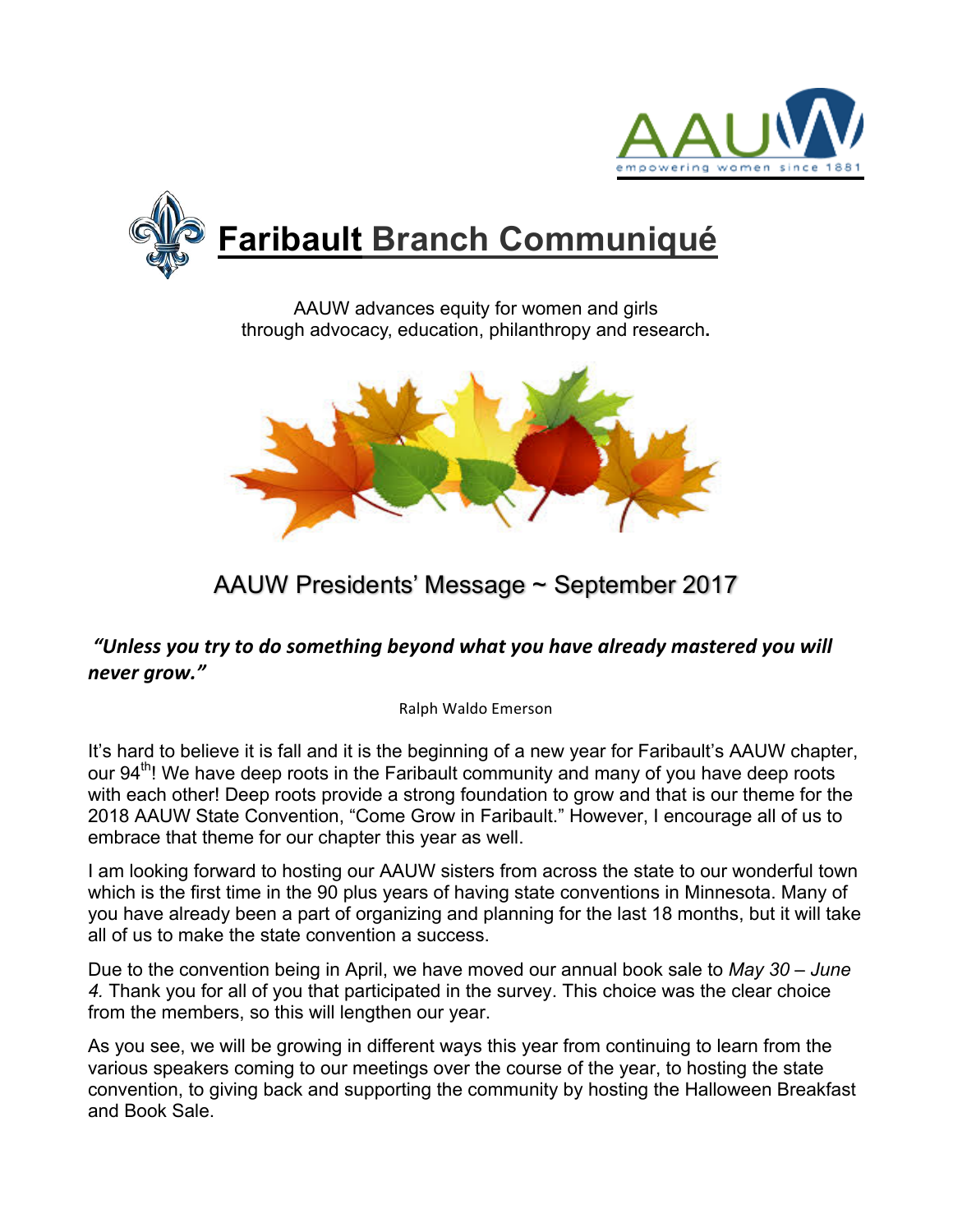# Faribault Branch Communiqué

AAUW advances equity for women and girls
through advocacy, education, philanthropy and research.

## AAUW Presidents' Message ~ September 2017

***"Unless you try to do something beyond what you have already mastered you will never grow."***

Ralph Waldo Emerson

It's hard to believe it is fall and it is the beginning of a new year for Faribault's AAUW chapter, our 94th! We have deep roots in the Faribault community and many of you have deep roots with each other! Deep roots provide a strong foundation to grow and that is our theme for the 2018 AAUW State Convention, "Come Grow in Faribault." However, I encourage all of us to embrace that theme for our chapter this year as well.

I am looking forward to hosting our AAUW sisters from across the state to our wonderful town which is the first time in the 90 plus years of having state conventions in Minnesota. Many of you have already been a part of organizing and planning for the last 18 months, but it will take all of us to make the state convention a success.

Due to the convention being in April, we have moved our annual book sale to *May 30 – June 4.* Thank you for all of you that participated in the survey. This choice was the clear choice from the members, so this will lengthen our year.

As you see, we will be growing in different ways this year from continuing to learn from the various speakers coming to our meetings over the course of the year, to hosting the state convention, to giving back and supporting the community by hosting the Halloween Breakfast and Book Sale.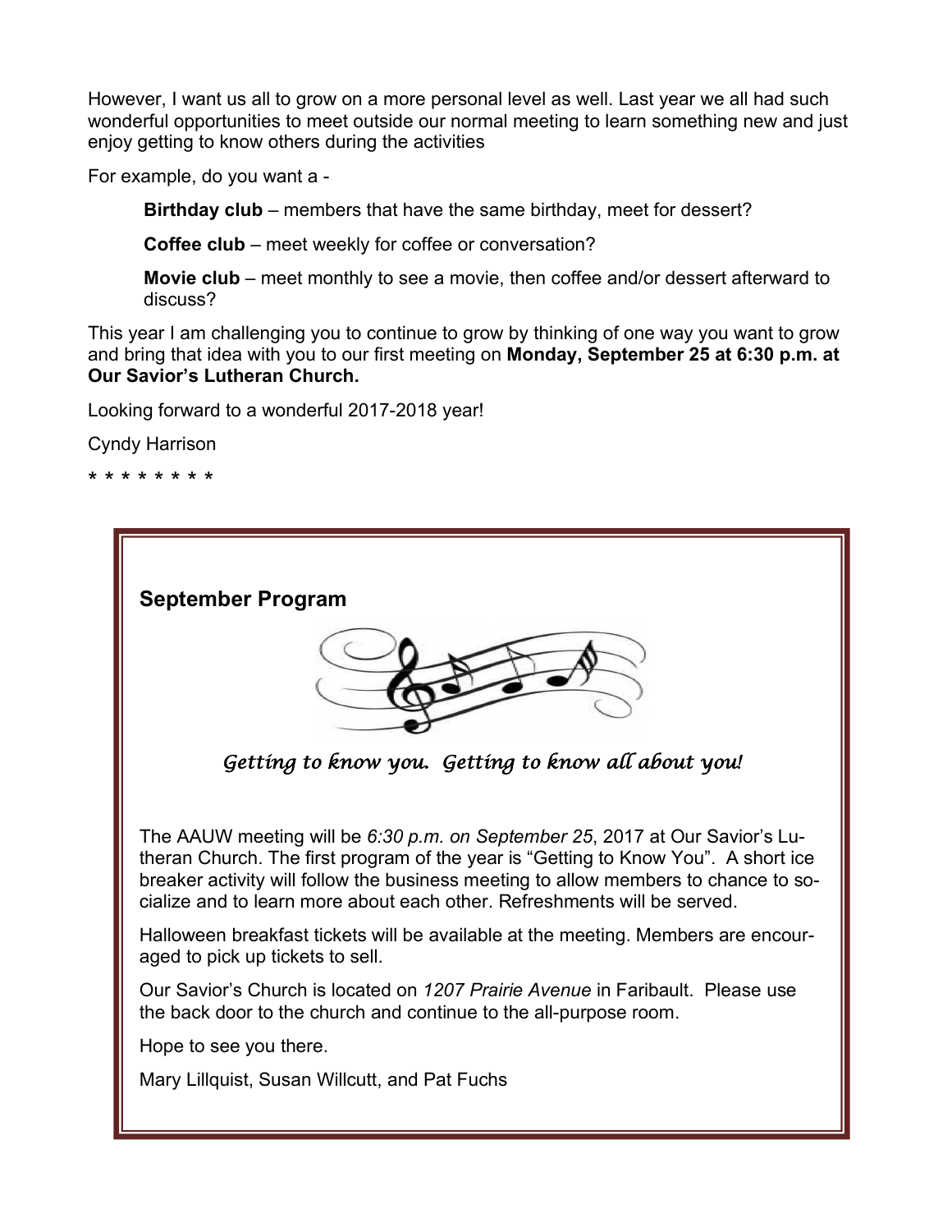However, I want us all to grow on a more personal level as well. Last year we all had such wonderful opportunities to meet outside our normal meeting to learn something new and just enjoy getting to know others during the activities

For example, do you want a -

> **Birthday club** – members that have the same birthday, meet for dessert?
>
> **Coffee club** – meet weekly for coffee or conversation?
>
> **Movie club** – meet monthly to see a movie, then coffee and/or dessert afterward to discuss?

This year I am challenging you to continue to grow by thinking of one way you want to grow and bring that idea with you to our first meeting on **Monday, September 25 at 6:30 p.m. at Our Savior's Lutheran Church.**

Looking forward to a wonderful 2017-2018 year!

Cyndy Harrison

* * * * * * * *

## September Program

*Getting to know you. Getting to know all about you!*

The AAUW meeting will be *6:30 p.m. on September 25*, 2017 at Our Savior's Lutheran Church. The first program of the year is "Getting to Know You". A short ice breaker activity will follow the business meeting to allow members to chance to socialize and to learn more about each other. Refreshments will be served.

Halloween breakfast tickets will be available at the meeting. Members are encouraged to pick up tickets to sell.

Our Savior's Church is located on *1207 Prairie Avenue* in Faribault. Please use the back door to the church and continue to the all-purpose room.

Hope to see you there.

Mary Lillquist, Susan Willcutt, and Pat Fuchs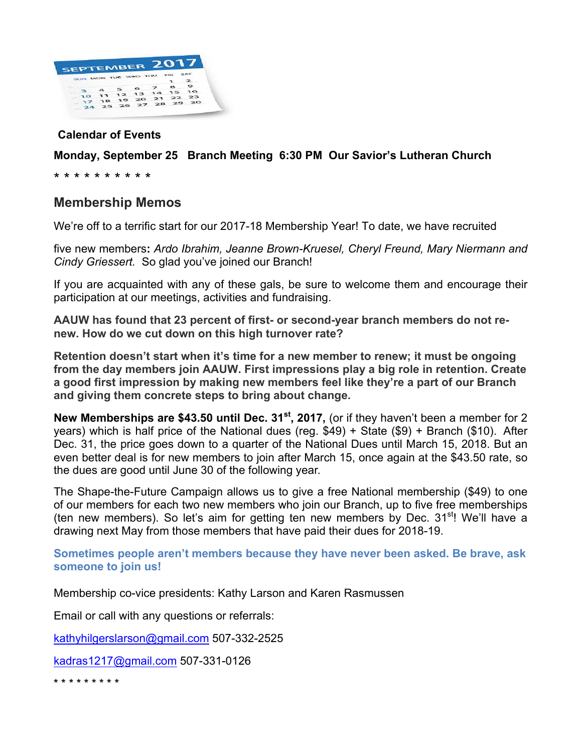**Calendar of Events**

**Monday, September 25   Branch Meeting  6:30 PM  Our Savior's Lutheran Church**

* * * * * * * * * *

## Membership Memos

We're off to a terrific start for our 2017-18 Membership Year! To date, we have recruited

five new members**:** *Ardo Ibrahim, Jeanne Brown-Kruesel, Cheryl Freund, Mary Niermann and Cindy Griessert.* So glad you've joined our Branch!

If you are acquainted with any of these gals, be sure to welcome them and encourage their participation at our meetings, activities and fundraising.

**AAUW has found that 23 percent of first- or second-year branch members do not renew. How do we cut down on this high turnover rate?**

**Retention doesn't start when it's time for a new member to renew; it must be ongoing from the day members join AAUW. First impressions play a big role in retention. Create a good first impression by making new members feel like they're a part of our Branch and giving them concrete steps to bring about change.**

**New Memberships are $43.50 until Dec. 31st, 2017,** (or if they haven't been a member for 2 years) which is half price of the National dues (reg. $49) + State ($9) + Branch ($10). After Dec. 31, the price goes down to a quarter of the National Dues until March 15, 2018. But an even better deal is for new members to join after March 15, once again at the $43.50 rate, so the dues are good until June 30 of the following year.

The Shape-the-Future Campaign allows us to give a free National membership ($49) to one of our members for each two new members who join our Branch, up to five free memberships (ten new members). So let's aim for getting ten new members by Dec. 31st! We'll have a drawing next May from those members that have paid their dues for 2018-19.

**Sometimes people aren't members because they have never been asked. Be brave, ask someone to join us!**

Membership co-vice presidents: Kathy Larson and Karen Rasmussen

Email or call with any questions or referrals:

kathyhilgerslarson@gmail.com 507-332-2525

kadras1217@gmail.com 507-331-0126

* * * * * * * * *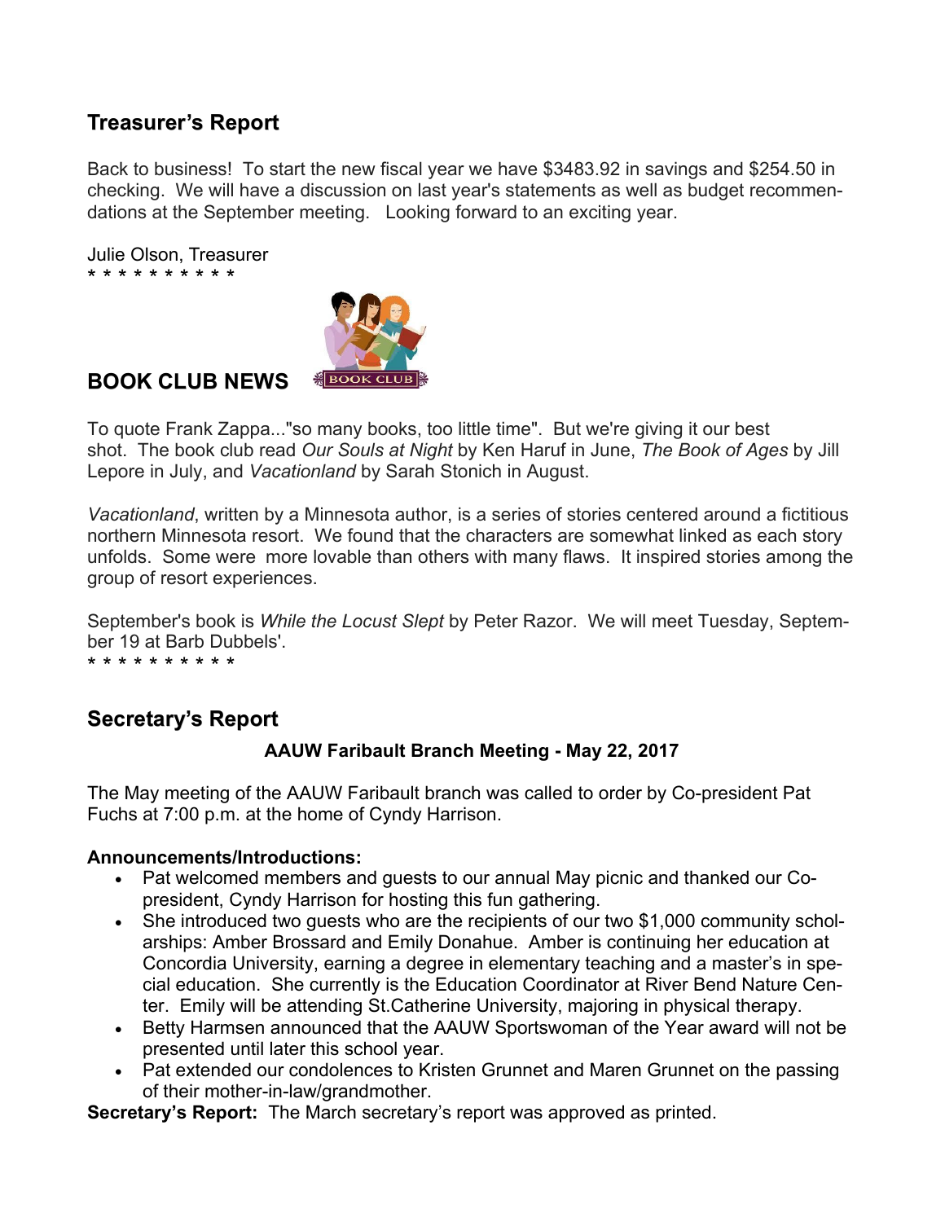## Treasurer's Report

Back to business! To start the new fiscal year we have $3483.92 in savings and $254.50 in checking. We will have a discussion on last year's statements as well as budget recommendations at the September meeting. Looking forward to an exciting year.

Julie Olson, Treasurer

* * * * * * * * * *

## BOOK CLUB NEWS

To quote Frank Zappa..."so many books, too little time". But we're giving it our best shot. The book club read *Our Souls at Night* by Ken Haruf in June, *The Book of Ages* by Jill Lepore in July, and *Vacationland* by Sarah Stonich in August.

*Vacationland*, written by a Minnesota author, is a series of stories centered around a fictitious northern Minnesota resort. We found that the characters are somewhat linked as each story unfolds. Some were more lovable than others with many flaws. It inspired stories among the group of resort experiences.

September's book is *While the Locust Slept* by Peter Razor. We will meet Tuesday, September 19 at Barb Dubbels'.

* * * * * * * * * *

## Secretary's Report

**AAUW Faribault Branch Meeting - May 22, 2017**

The May meeting of the AAUW Faribault branch was called to order by Co-president Pat Fuchs at 7:00 p.m. at the home of Cyndy Harrison.

**Announcements/Introductions:**

- Pat welcomed members and guests to our annual May picnic and thanked our Co-president, Cyndy Harrison for hosting this fun gathering.
- She introduced two guests who are the recipients of our two $1,000 community scholarships: Amber Brossard and Emily Donahue. Amber is continuing her education at Concordia University, earning a degree in elementary teaching and a master's in special education. She currently is the Education Coordinator at River Bend Nature Center. Emily will be attending St.Catherine University, majoring in physical therapy.
- Betty Harmsen announced that the AAUW Sportswoman of the Year award will not be presented until later this school year.
- Pat extended our condolences to Kristen Grunnet and Maren Grunnet on the passing of their mother-in-law/grandmother.

**Secretary's Report:** The March secretary's report was approved as printed.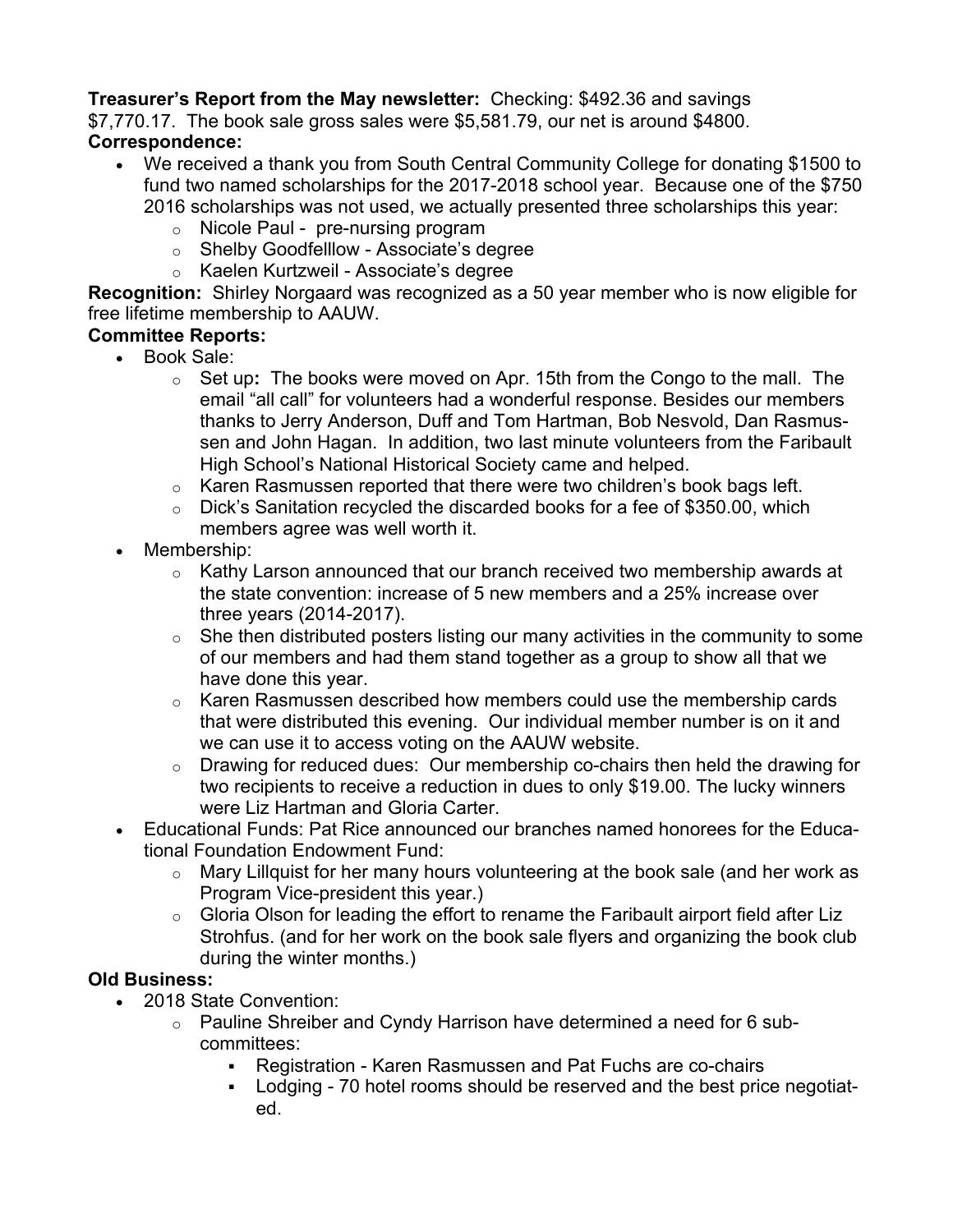**Treasurer's Report from the May newsletter:** Checking: $492.36 and savings $7,770.17. The book sale gross sales were $5,581.79, our net is around $4800.

**Correspondence:**

- We received a thank you from South Central Community College for donating $1500 to fund two named scholarships for the 2017-2018 school year. Because one of the $750 2016 scholarships was not used, we actually presented three scholarships this year:
  - Nicole Paul - pre-nursing program
  - Shelby Goodfelllow - Associate's degree
  - Kaelen Kurtzweil - Associate's degree

**Recognition:** Shirley Norgaard was recognized as a 50 year member who is now eligible for free lifetime membership to AAUW.

**Committee Reports:**

- Book Sale:
  - Set up**:** The books were moved on Apr. 15th from the Congo to the mall. The email "all call" for volunteers had a wonderful response. Besides our members thanks to Jerry Anderson, Duff and Tom Hartman, Bob Nesvold, Dan Rasmussen and John Hagan. In addition, two last minute volunteers from the Faribault High School's National Historical Society came and helped.
  - Karen Rasmussen reported that there were two children's book bags left.
  - Dick's Sanitation recycled the discarded books for a fee of $350.00, which members agree was well worth it.
- Membership:
  - Kathy Larson announced that our branch received two membership awards at the state convention: increase of 5 new members and a 25% increase over three years (2014-2017).
  - She then distributed posters listing our many activities in the community to some of our members and had them stand together as a group to show all that we have done this year.
  - Karen Rasmussen described how members could use the membership cards that were distributed this evening. Our individual member number is on it and we can use it to access voting on the AAUW website.
  - Drawing for reduced dues: Our membership co-chairs then held the drawing for two recipients to receive a reduction in dues to only $19.00. The lucky winners were Liz Hartman and Gloria Carter.
- Educational Funds: Pat Rice announced our branches named honorees for the Educational Foundation Endowment Fund:
  - Mary Lillquist for her many hours volunteering at the book sale (and her work as Program Vice-president this year.)
  - Gloria Olson for leading the effort to rename the Faribault airport field after Liz Strohfus. (and for her work on the book sale flyers and organizing the book club during the winter months.)

**Old Business:**

- 2018 State Convention:
  - Pauline Shreiber and Cyndy Harrison have determined a need for 6 subcommittees:
    - Registration - Karen Rasmussen and Pat Fuchs are co-chairs
    - Lodging - 70 hotel rooms should be reserved and the best price negotiated.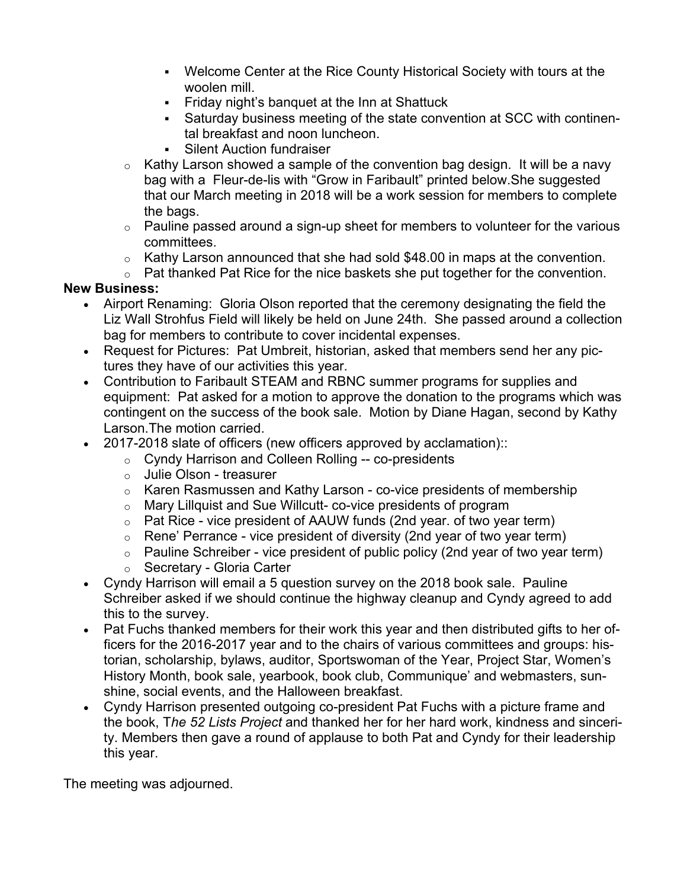- Welcome Center at the Rice County Historical Society with tours at the woolen mill.
        - Friday night's banquet at the Inn at Shattuck
        - Saturday business meeting of the state convention at SCC with continental breakfast and noon luncheon.
        - Silent Auction fundraiser
    - Kathy Larson showed a sample of the convention bag design. It will be a navy bag with a Fleur-de-lis with "Grow in Faribault" printed below.She suggested that our March meeting in 2018 will be a work session for members to complete the bags.
    - Pauline passed around a sign-up sheet for members to volunteer for the various committees.
    - Kathy Larson announced that she had sold $48.00 in maps at the convention.
    - Pat thanked Pat Rice for the nice baskets she put together for the convention.

**New Business:**

- Airport Renaming: Gloria Olson reported that the ceremony designating the field the Liz Wall Strohfus Field will likely be held on June 24th. She passed around a collection bag for members to contribute to cover incidental expenses.
- Request for Pictures: Pat Umbreit, historian, asked that members send her any pictures they have of our activities this year.
- Contribution to Faribault STEAM and RBNC summer programs for supplies and equipment: Pat asked for a motion to approve the donation to the programs which was contingent on the success of the book sale. Motion by Diane Hagan, second by Kathy Larson.The motion carried.
- 2017-2018 slate of officers (new officers approved by acclamation)::
    - Cyndy Harrison and Colleen Rolling -- co-presidents
    - Julie Olson - treasurer
    - Karen Rasmussen and Kathy Larson - co-vice presidents of membership
    - Mary Lillquist and Sue Willcutt- co-vice presidents of program
    - Pat Rice - vice president of AAUW funds (2nd year. of two year term)
    - Rene' Perrance - vice president of diversity (2nd year of two year term)
    - Pauline Schreiber - vice president of public policy (2nd year of two year term)
    - Secretary - Gloria Carter
- Cyndy Harrison will email a 5 question survey on the 2018 book sale. Pauline Schreiber asked if we should continue the highway cleanup and Cyndy agreed to add this to the survey.
- Pat Fuchs thanked members for their work this year and then distributed gifts to her officers for the 2016-2017 year and to the chairs of various committees and groups: historian, scholarship, bylaws, auditor, Sportswoman of the Year, Project Star, Women's History Month, book sale, yearbook, book club, Communique' and webmasters, sunshine, social events, and the Halloween breakfast.
- Cyndy Harrison presented outgoing co-president Pat Fuchs with a picture frame and the book, T*he 52 Lists Project* and thanked her for her hard work, kindness and sincerity. Members then gave a round of applause to both Pat and Cyndy for their leadership this year.

The meeting was adjourned.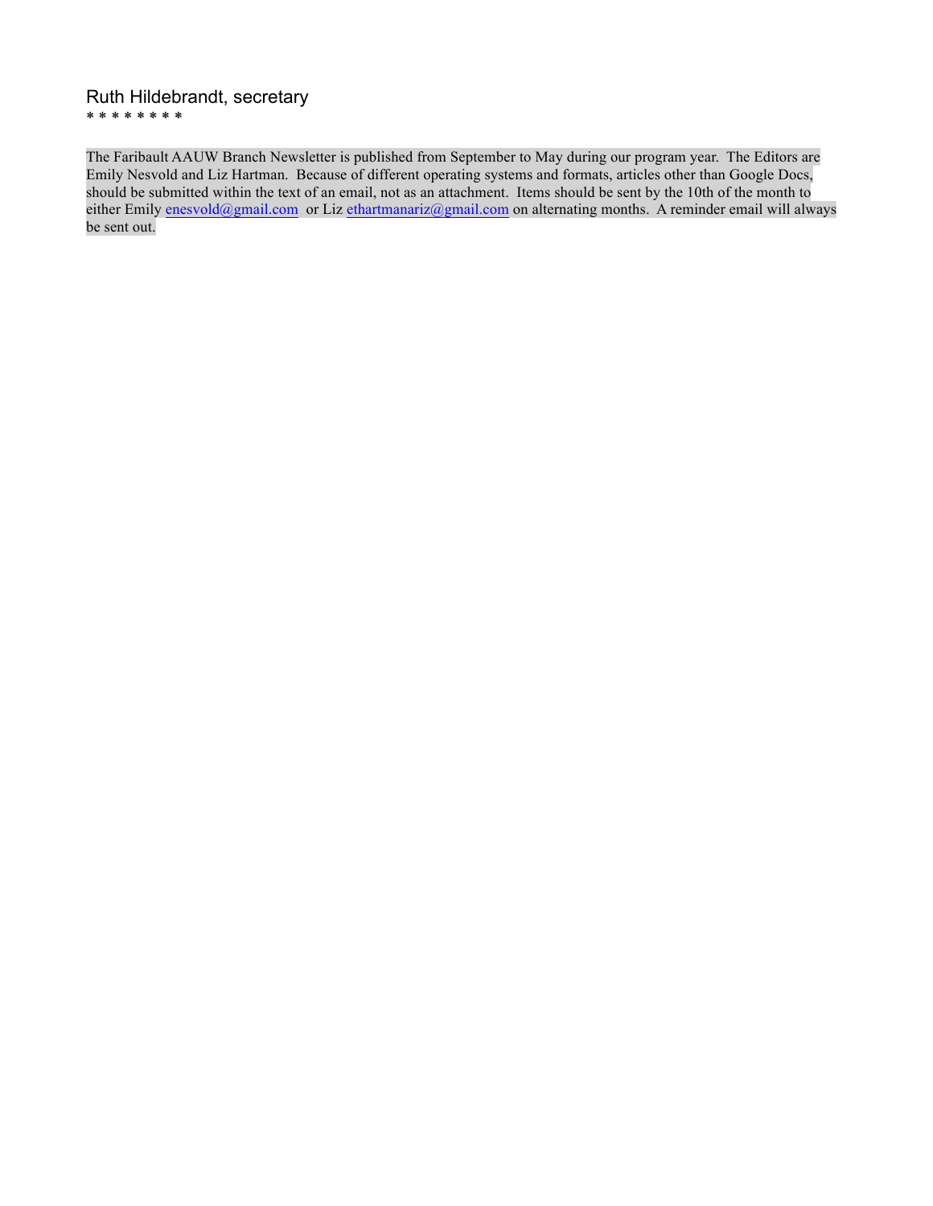Ruth Hildebrandt, secretary

* * * * * * * *

The Faribault AAUW Branch Newsletter is published from September to May during our program year. The Editors are Emily Nesvold and Liz Hartman. Because of different operating systems and formats, articles other than Google Docs, should be submitted within the text of an email, not as an attachment. Items should be sent by the 10th of the month to either Emily enesvold@gmail.com or Liz ethartmanariz@gmail.com on alternating months. A reminder email will always be sent out.